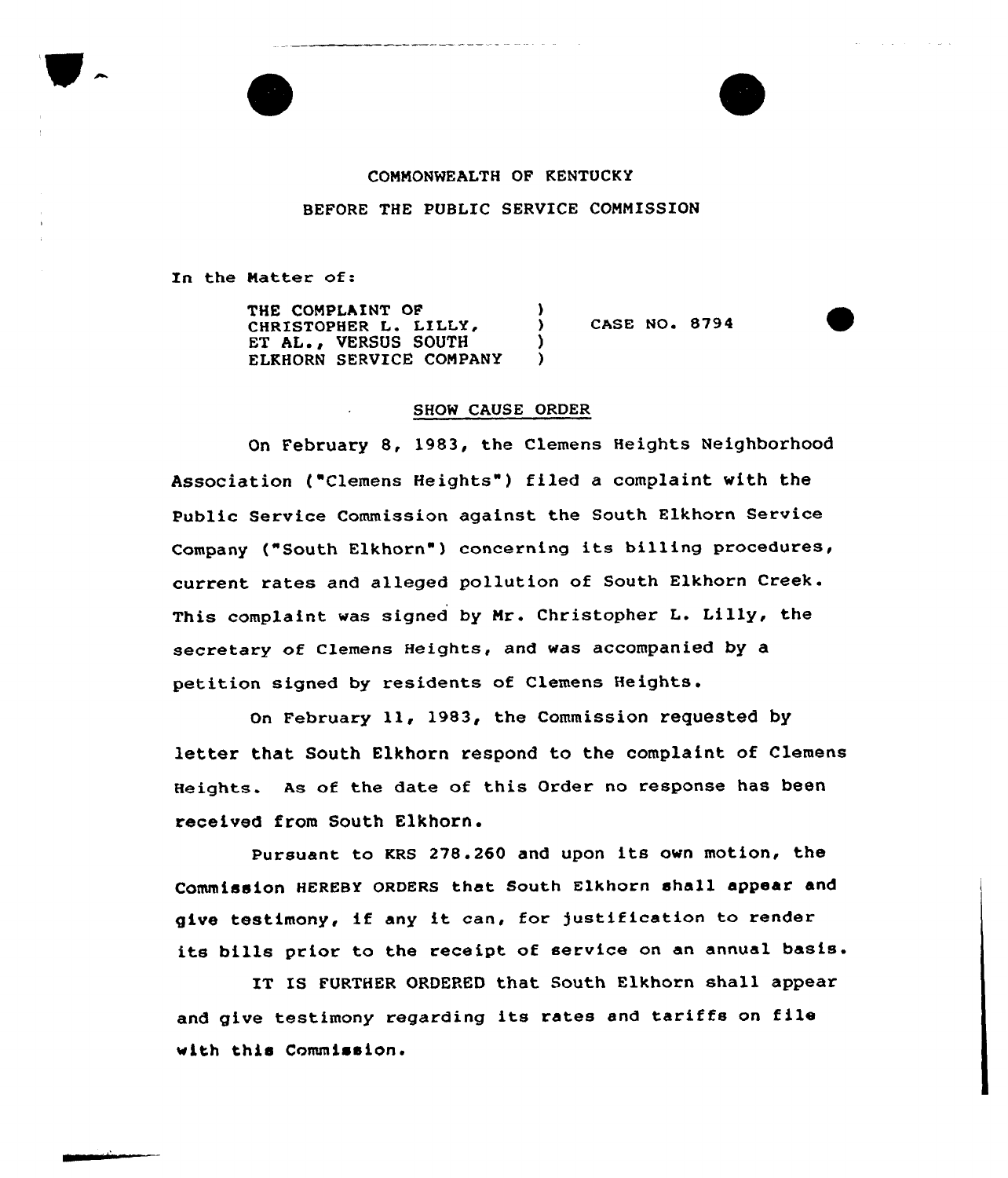COMMONWEALTH OF KENTUCKY

BEFORE THE PUBLIC SERVICE COMMISSION

In the Matter of:

THE COMPLAINT OF CHRISTOPHER L. LILLY, ET AL., VERSUS SOUTH ELKHORN SERVICE COMPANY ) CASE NO. 8794

SHOW CAUSE ORDER

On February 8, 1983, the Clemens Heights Neighborhood Association ("Clemens Heights") filed a complaint with the Public Service Commission against the South Elkhorn Service Company ("South Elkhorn") concerning its billing procedures, current rates and alleged pollution of South Elkhorn Creek. This complaint was signed by Mr. Christopher L. Lilly, the secretary of Clemens Heights, and was accompanied by a petition signed by residents of Clemens Heights.

On February 11, 1983, the Commission requested by letter that South Elkhorn respond to the complaint of Clemens Heights. As of the date of this Order no response has been received from South Elkhorn.

Pursuant to KRS 278.260 and upon its own motion, the Commission HEREBY ORDERS that South Elkhorn shall appear and give testimony, if any it can, for justification to render its bills prior to the receipt of service on an annual basis.

IT IS FURTHER ORDERED that South Elkhorn shall appear and give testimony regarding its rates and tariffs on file with this Commission.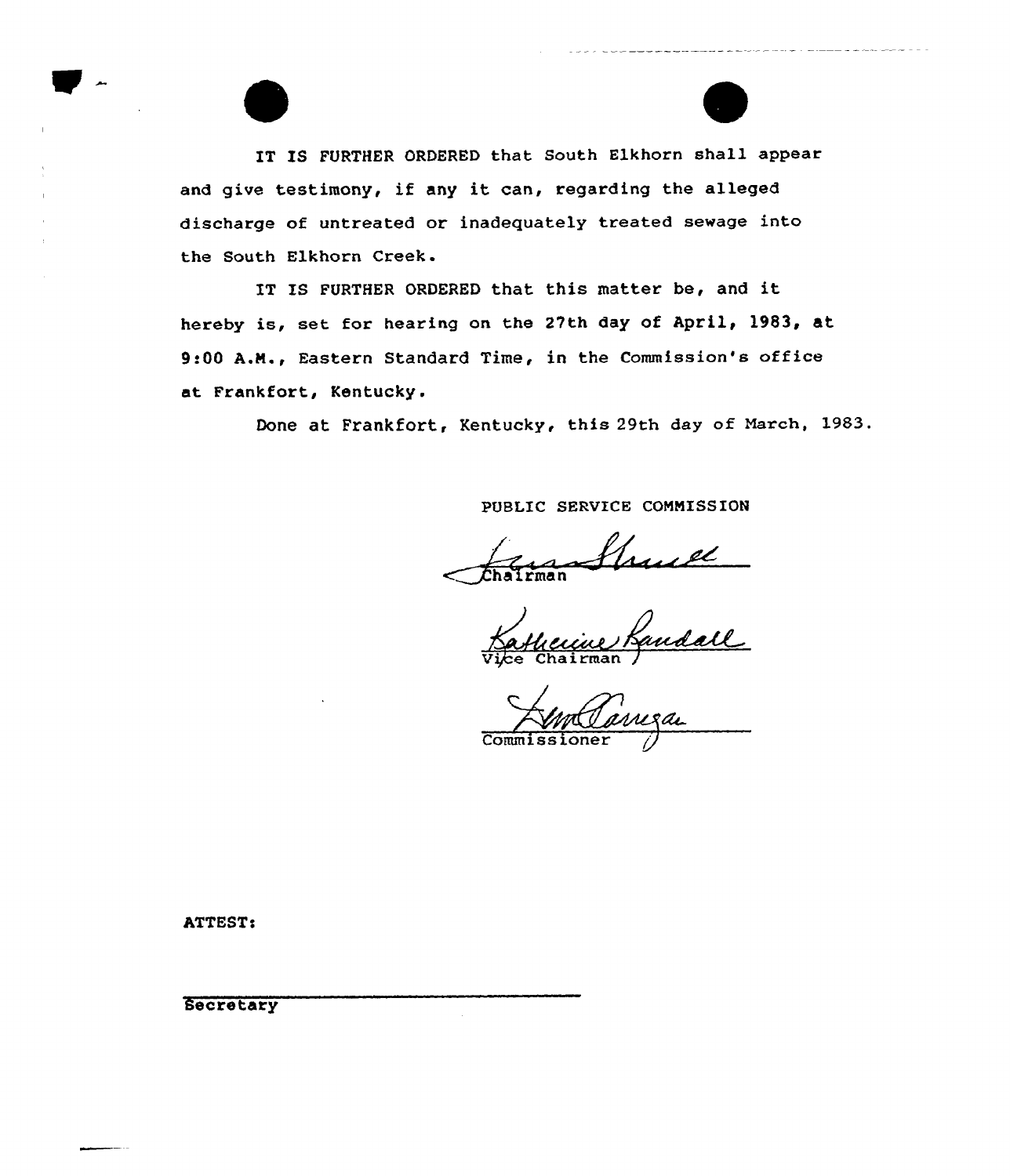IT IS FURTHER ORDERED that South Elkhorn shall appear and give testimony, if any it can, regarding the alleged discharge of untreated or inadequately treated sewage into the South Elkhorn Creek.

IT IS FURTHER ORDERED that this matter be, and it hereby is, set for hearing on the 27th day of April, 1983, at 9:00 A.M., Eastern Standard Time, in the Commission's office at Frankfort, Kentucky.

Done at Frankfort, Kentucky, this 29th day of March, 1983.

PUBLIC SERVICE COMMISSION

Chairman

Vice Chairman

Commissioner

ATTEST:

Secretary